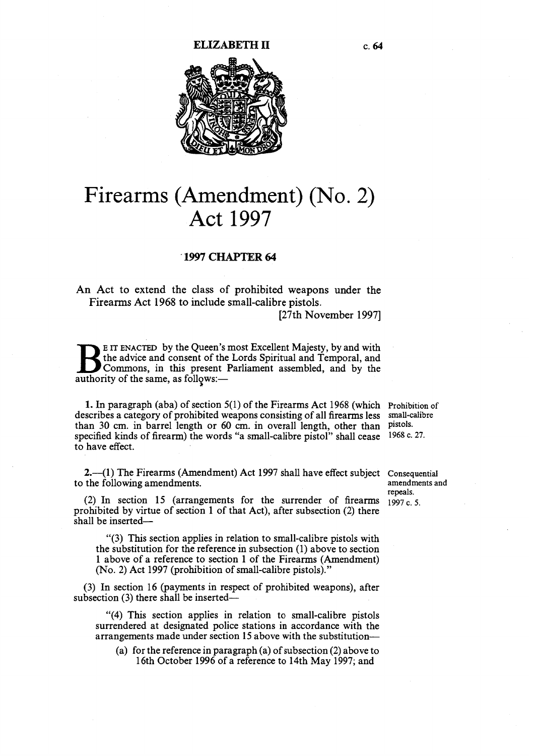**ELIZABETH II** c. 64

# Firearms (Amendment) (No. 2) Act 1997

## 1997 CHAPTER 64

An Act to extend the class of prohibited weapons under the Firearms Act 1968 to include small-calibre pistols.

[27th November 1997]

BE IT ENACTED by the Queen's most Excellent Majesty, by and with the advice and consent of the Lords Spiritual and Temporal, and Commons, in this present Parliament assembled, and by the authority of the same, as follows:—

Prohibition of small-calibre pistols. 1968 c. 27.

**1.** In paragraph (aba) of section 5(1) of the Firearms Act 1968 (which describes a category of prohibited weapons consisting of all firearms less than 30 cm. in barrel length or 60 cm. in overall length, other than specified kinds of firearm) the words "a small-calibre pistol" shall cease to have effect.

Consequential amendments and repeals. 1997 c. 5.

**2.**—(1) The Firearms (Amendment) Act 1997 shall have effect subject to the following amendments.

(2) In section 15 (arrangements for the surrender of firearms prohibited by virtue of section 1 of that Act), after subsection (2) there shall be inserted—

"(3) This section applies in relation to small-calibre pistols with the substitution for the reference in subsection (1) above to section 1 above of a reference to section 1 of the Firearms (Amendment) (No. 2) Act 1997 (prohibition of small-calibre pistols)."

(3) In section 16 (payments in respect of prohibited weapons), after subsection (3) there shall be inserted—

"(4) This section applies in relation to small-calibre pistols surrendered at designated police stations in accordance with the arrangements made under section 15 above with the substitution—

(a) for the reference in paragraph (a) of subsection (2) above to 16th October 1996 of a reference to 14th May 1997; and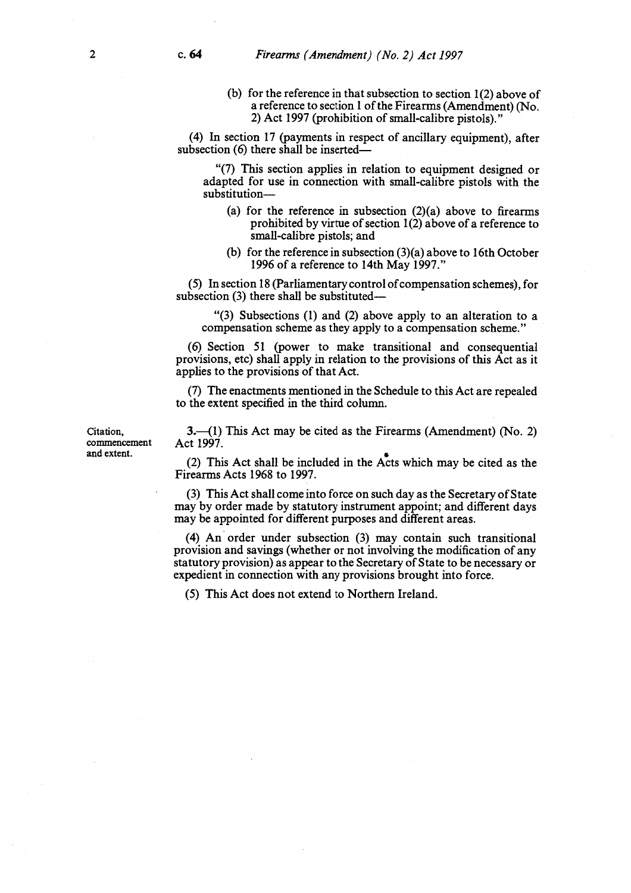(b) for the reference in that subsection to section 1(2) above of a reference to section 1 of the Firearms (Amendment) (No. 2) Act 1997 (prohibition of small-calibre pistols)."

(4) In section 17 (payments in respect of ancillary equipment), after subsection (6) there shall be inserted—

"(7) This section applies in relation to equipment designed or adapted for use in connection with small-calibre pistols with the substitution—

(a) for the reference in subsection (2)(a) above to firearms prohibited by virtue of section 1(2) above of a reference to small-calibre pistols; and

(b) for the reference in subsection (3)(a) above to 16th October 1996 of a reference to 14th May 1997."

(5) In section 18 (Parliamentary control of compensation schemes), for subsection (3) there shall be substituted—

"(3) Subsections (1) and (2) above apply to an alteration to a compensation scheme as they apply to a compensation scheme."

(6) Section 51 (power to make transitional and consequential provisions, etc) shall apply in relation to the provisions of this Act as it applies to the provisions of that Act.

(7) The enactments mentioned in the Schedule to this Act are repealed to the extent specified in the third column.

Citation, commencement and extent.

**3.**—(1) This Act may be cited as the Firearms (Amendment) (No. 2) Act 1997.

(2) This Act shall be included in the Acts which may be cited as the Firearms Acts 1968 to 1997.

(3) This Act shall come into force on such day as the Secretary of State may by order made by statutory instrument appoint; and different days may be appointed for different purposes and different areas.

(4) An order under subsection (3) may contain such transitional provision and savings (whether or not involving the modification of any statutory provision) as appear to the Secretary of State to be necessary or expedient in connection with any provisions brought into force.

(5) This Act does not extend to Northern Ireland.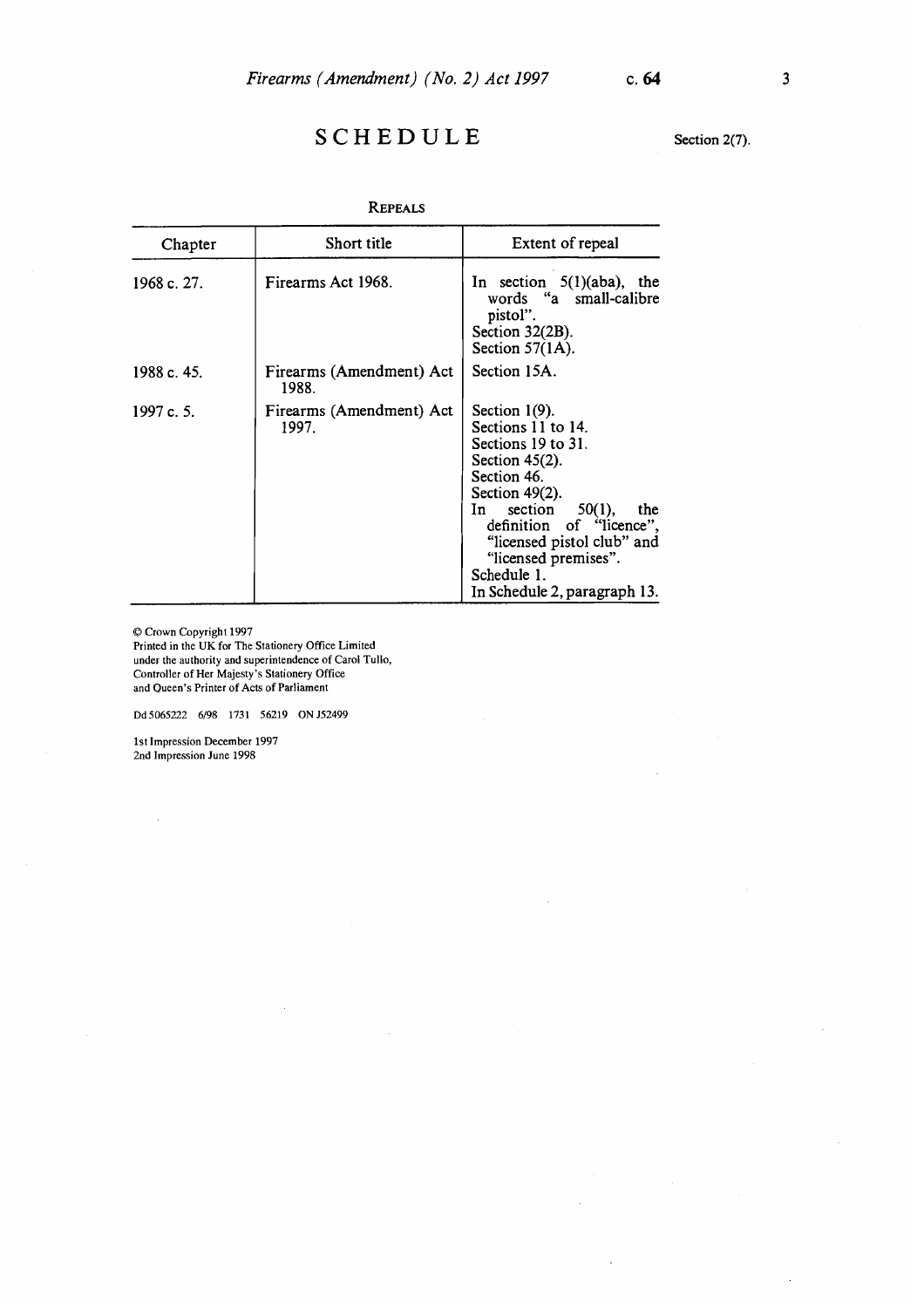# SCHEDULE

Section 2(7).

REPEALS

| Chapter | Short title | Extent of repeal |
| --- | --- | --- |
| 1968 c. 27. | Firearms Act 1968. | In section 5(1)(aba), the words "a small-calibre pistol".<br>Section 32(2B).<br>Section 57(1A). |
| 1988 c. 45. | Firearms (Amendment) Act 1988. | Section 15A. |
| 1997 c. 5. | Firearms (Amendment) Act 1997. | Section 1(9).<br>Sections 11 to 14.<br>Sections 19 to 31.<br>Section 45(2).<br>Section 46.<br>Section 49(2).<br>In section 50(1), the definition of "licence", "licensed pistol club" and "licensed premises".<br>Schedule 1.<br>In Schedule 2, paragraph 13. |

© Crown Copyright 1997
Printed in the UK for The Stationery Office Limited
under the authority and superintendence of Carol Tullo,
Controller of Her Majesty's Stationery Office
and Queen's Printer of Acts of Parliament

Dd 5065222 6/98 1731 56219 ON J52499

1st Impression December 1997
2nd Impression June 1998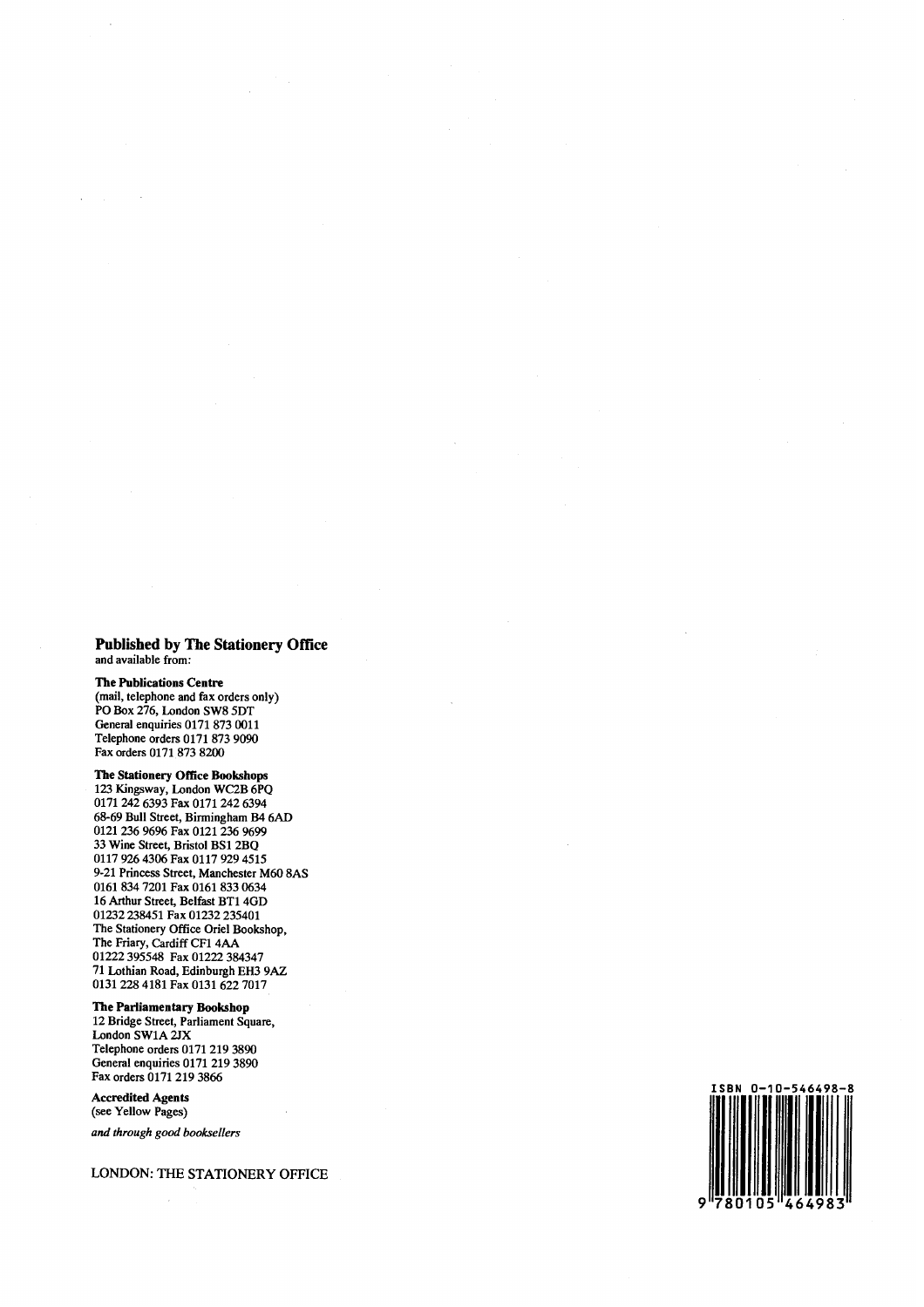**Published by The Stationery Office**
and available from:

**The Publications Centre**
(mail, telephone and fax orders only)
PO Box 276, London SW8 5DT
General enquiries 0171 873 0011
Telephone orders 0171 873 9090
Fax orders 0171 873 8200

**The Stationery Office Bookshops**
123 Kingsway, London WC2B 6PQ
0171 242 6393 Fax 0171 242 6394
68-69 Bull Street, Birmingham B4 6AD
0121 236 9696 Fax 0121 236 9699
33 Wine Street, Bristol BS1 2BQ
0117 926 4306 Fax 0117 929 4515
9-21 Princess Street, Manchester M60 8AS
0161 834 7201 Fax 0161 833 0634
16 Arthur Street, Belfast BT1 4GD
01232 238451 Fax 01232 235401
The Stationery Office Oriel Bookshop,
The Friary, Cardiff CF1 4AA
01222 395548 Fax 01222 384347
71 Lothian Road, Edinburgh EH3 9AZ
0131 228 4181 Fax 0131 622 7017

**The Parliamentary Bookshop**
12 Bridge Street, Parliament Square,
London SW1A 2JX
Telephone orders 0171 219 3890
General enquiries 0171 219 3890
Fax orders 0171 219 3866

**Accredited Agents**
(see Yellow Pages)

*and through good booksellers*

LONDON: THE STATIONERY OFFICE

ISBN 0-10-546498-8

9 780105 464983